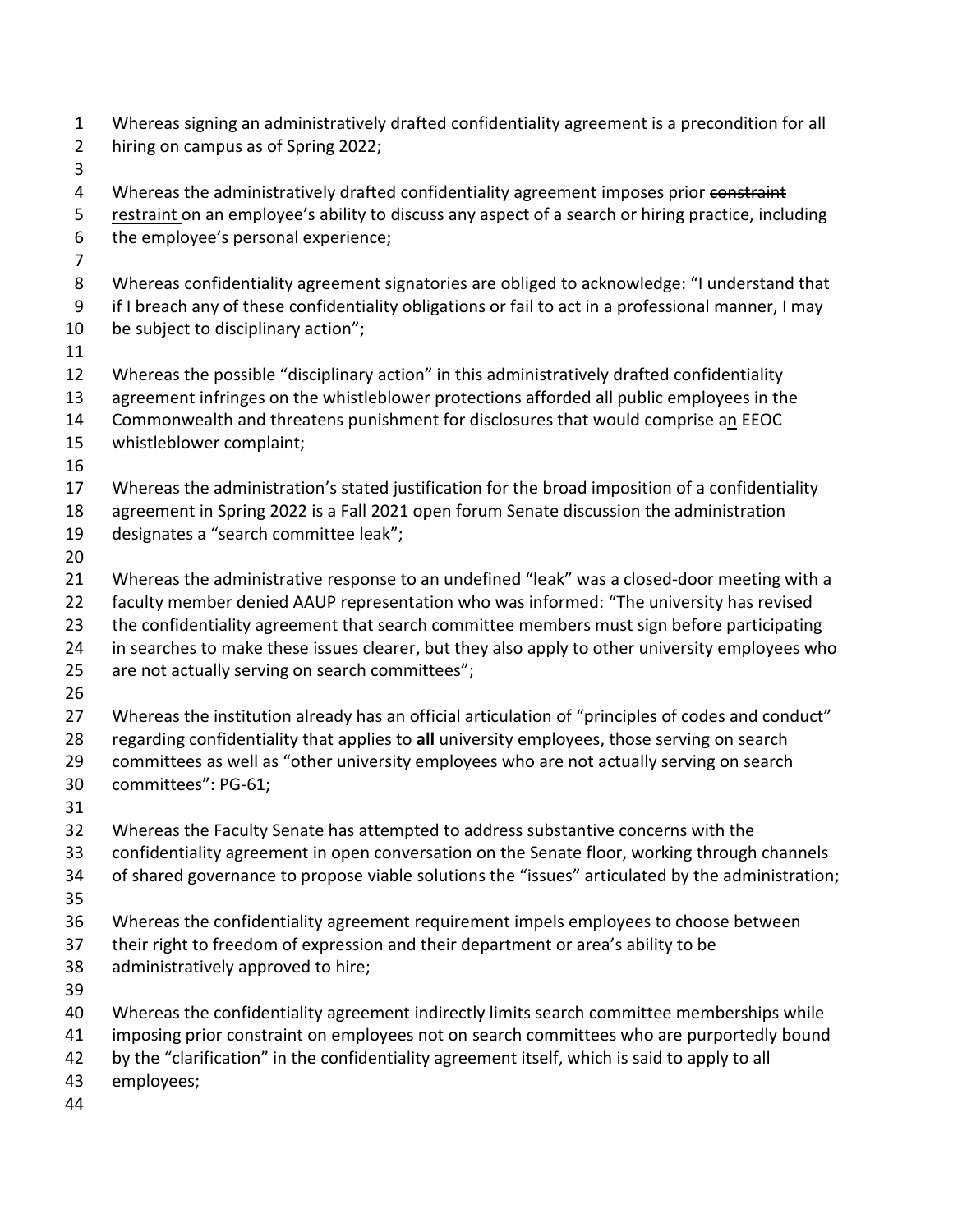Whereas signing an administratively drafted confidentiality agreement is a precondition for all hiring on campus as of Spring 2022;

Whereas the administratively drafted confidentiality agreement imposes prior ~~constraint~~ <u>restraint</u> on an employee's ability to discuss any aspect of a search or hiring practice, including the employee's personal experience;

Whereas confidentiality agreement signatories are obliged to acknowledge: "I understand that if I breach any of these confidentiality obligations or fail to act in a professional manner, I may be subject to disciplinary action";

Whereas the possible "disciplinary action" in this administratively drafted confidentiality agreement infringes on the whistleblower protections afforded all public employees in the Commonwealth and threatens punishment for disclosures that would comprise a<u>n</u> EEOC whistleblower complaint;

Whereas the administration's stated justification for the broad imposition of a confidentiality agreement in Spring 2022 is a Fall 2021 open forum Senate discussion the administration designates a "search committee leak";

Whereas the administrative response to an undefined "leak" was a closed-door meeting with a faculty member denied AAUP representation who was informed: "The university has revised the confidentiality agreement that search committee members must sign before participating in searches to make these issues clearer, but they also apply to other university employees who are not actually serving on search committees";

Whereas the institution already has an official articulation of "principles of codes and conduct" regarding confidentiality that applies to **all** university employees, those serving on search committees as well as "other university employees who are not actually serving on search committees": PG-61;

Whereas the Faculty Senate has attempted to address substantive concerns with the confidentiality agreement in open conversation on the Senate floor, working through channels of shared governance to propose viable solutions the "issues" articulated by the administration;

Whereas the confidentiality agreement requirement impels employees to choose between their right to freedom of expression and their department or area's ability to be administratively approved to hire;

Whereas the confidentiality agreement indirectly limits search committee memberships while imposing prior constraint on employees not on search committees who are purportedly bound by the "clarification" in the confidentiality agreement itself, which is said to apply to all employees;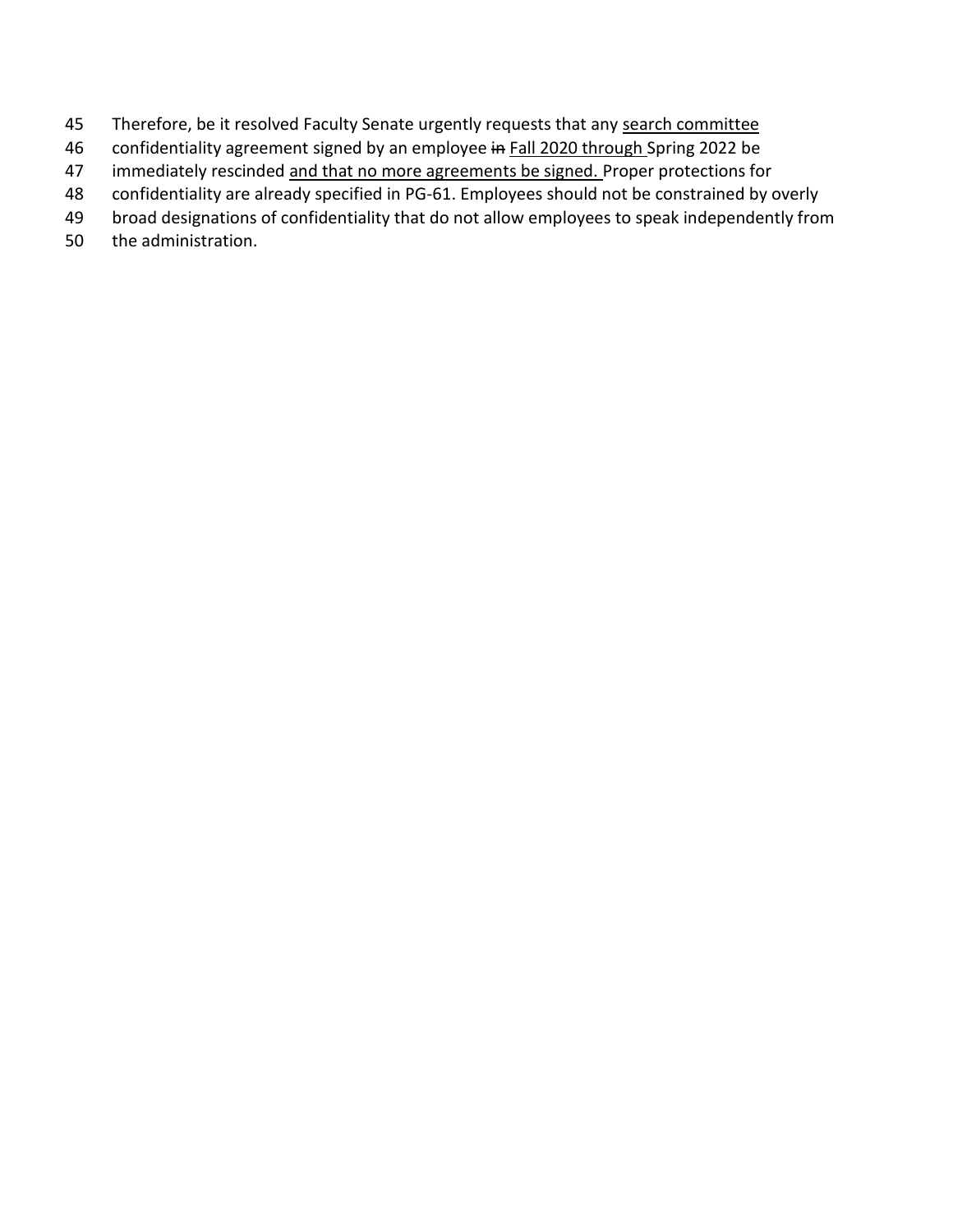Therefore, be it resolved Faculty Senate urgently requests that any <u>search committee</u> confidentiality agreement signed by an employee ~~in~~ <u>Fall 2020 through</u> Spring 2022 be immediately rescinded <u>and that no more agreements be signed.</u> Proper protections for confidentiality are already specified in PG-61. Employees should not be constrained by overly broad designations of confidentiality that do not allow employees to speak independently from the administration.